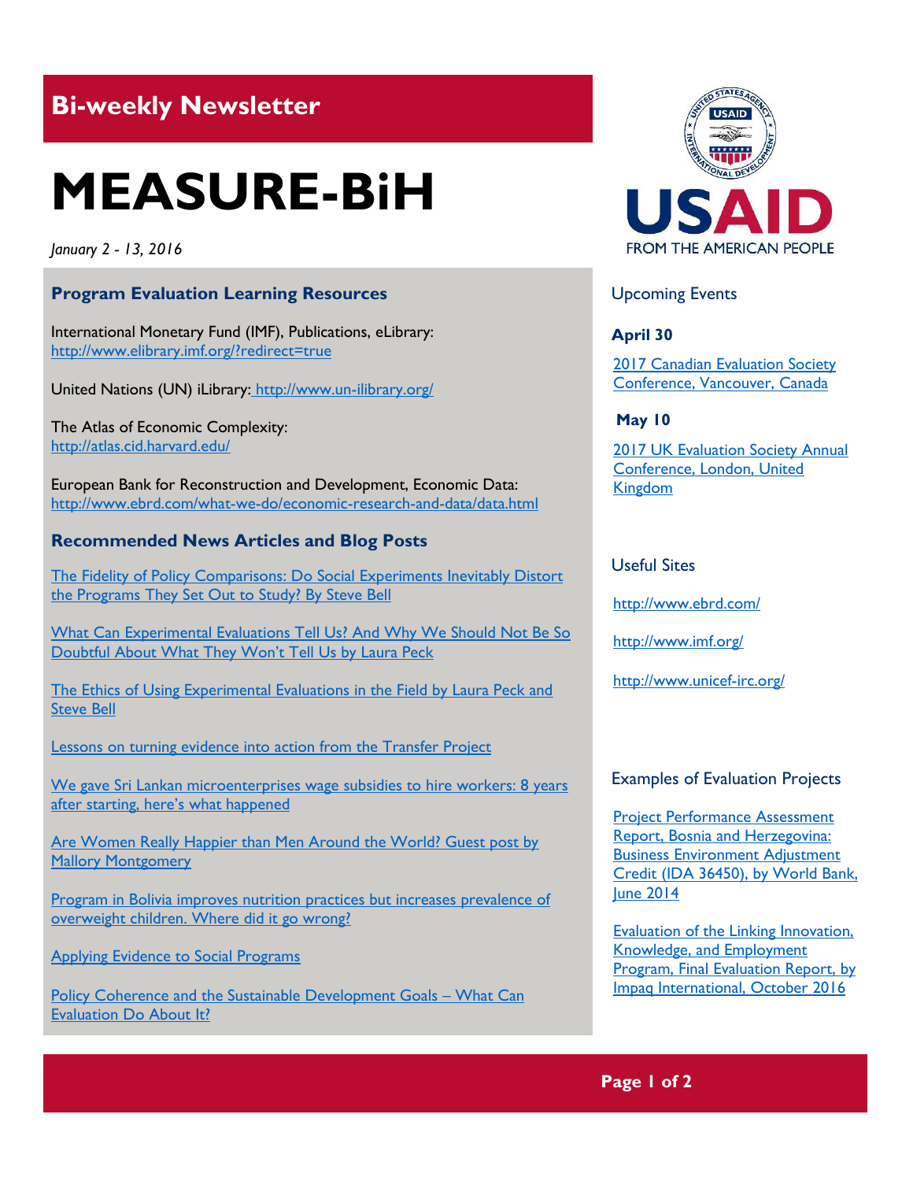## Bi-weekly Newsletter

# MEASURE-BiH

*January 2 - 13, 2016*

### Program Evaluation Learning Resources

International Monetary Fund (IMF), Publications, eLibrary: http://www.elibrary.imf.org/?redirect=true

United Nations (UN) iLibrary: http://www.un-ilibrary.org/

The Atlas of Economic Complexity: http://atlas.cid.harvard.edu/

European Bank for Reconstruction and Development, Economic Data: http://www.ebrd.com/what-we-do/economic-research-and-data/data.html

### Recommended News Articles and Blog Posts

The Fidelity of Policy Comparisons: Do Social Experiments Inevitably Distort the Programs They Set Out to Study? By Steve Bell

What Can Experimental Evaluations Tell Us? And Why We Should Not Be So Doubtful About What They Won't Tell Us by Laura Peck

The Ethics of Using Experimental Evaluations in the Field by Laura Peck and Steve Bell

Lessons on turning evidence into action from the Transfer Project

We gave Sri Lankan microenterprises wage subsidies to hire workers: 8 years after starting, here's what happened

Are Women Really Happier than Men Around the World? Guest post by Mallory Montgomery

Program in Bolivia improves nutrition practices but increases prevalence of overweight children. Where did it go wrong?

Applying Evidence to Social Programs

Policy Coherence and the Sustainable Development Goals – What Can Evaluation Do About It?

USAID
FROM THE AMERICAN PEOPLE

### Upcoming Events

**April 30**

2017 Canadian Evaluation Society Conference, Vancouver, Canada

**May 10**

2017 UK Evaluation Society Annual Conference, London, United Kingdom

### Useful Sites

http://www.ebrd.com/

http://www.imf.org/

http://www.unicef-irc.org/

### Examples of Evaluation Projects

Project Performance Assessment Report, Bosnia and Herzegovina: Business Environment Adjustment Credit (IDA 36450), by World Bank, June 2014

Evaluation of the Linking Innovation, Knowledge, and Employment Program, Final Evaluation Report, by Impaq International, October 2016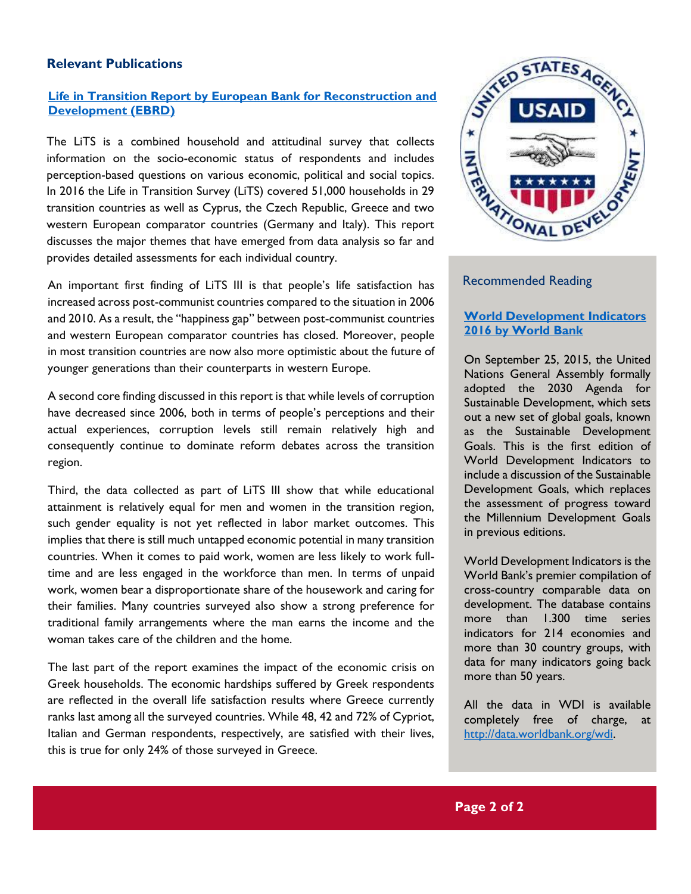## Relevant Publications

### [Life in Transition Report by European Bank for Reconstruction and Development (EBRD)]

The LiTS is a combined household and attitudinal survey that collects information on the socio-economic status of respondents and includes perception-based questions on various economic, political and social topics. In 2016 the Life in Transition Survey (LiTS) covered 51,000 households in 29 transition countries as well as Cyprus, the Czech Republic, Greece and two western European comparator countries (Germany and Italy). This report discusses the major themes that have emerged from data analysis so far and provides detailed assessments for each individual country.

An important first finding of LiTS III is that people's life satisfaction has increased across post-communist countries compared to the situation in 2006 and 2010. As a result, the "happiness gap" between post-communist countries and western European comparator countries has closed. Moreover, people in most transition countries are now also more optimistic about the future of younger generations than their counterparts in western Europe.

A second core finding discussed in this report is that while levels of corruption have decreased since 2006, both in terms of people's perceptions and their actual experiences, corruption levels still remain relatively high and consequently continue to dominate reform debates across the transition region.

Third, the data collected as part of LiTS III show that while educational attainment is relatively equal for men and women in the transition region, such gender equality is not yet reflected in labor market outcomes. This implies that there is still much untapped economic potential in many transition countries. When it comes to paid work, women are less likely to work full-time and are less engaged in the workforce than men. In terms of unpaid work, women bear a disproportionate share of the housework and caring for their families. Many countries surveyed also show a strong preference for traditional family arrangements where the man earns the income and the woman takes care of the children and the home.

The last part of the report examines the impact of the economic crisis on Greek households. The economic hardships suffered by Greek respondents are reflected in the overall life satisfaction results where Greece currently ranks last among all the surveyed countries. While 48, 42 and 72% of Cypriot, Italian and German respondents, respectively, are satisfied with their lives, this is true for only 24% of those surveyed in Greece.

## Recommended Reading

### [World Development Indicators 2016 by World Bank]

On September 25, 2015, the United Nations General Assembly formally adopted the 2030 Agenda for Sustainable Development, which sets out a new set of global goals, known as the Sustainable Development Goals. This is the first edition of World Development Indicators to include a discussion of the Sustainable Development Goals, which replaces the assessment of progress toward the Millennium Development Goals in previous editions.

World Development Indicators is the World Bank's premier compilation of cross-country comparable data on development. The database contains more than 1.300 time series indicators for 214 economies and more than 30 country groups, with data for many indicators going back more than 50 years.

All the data in WDI is available completely free of charge, at http://data.worldbank.org/wdi.